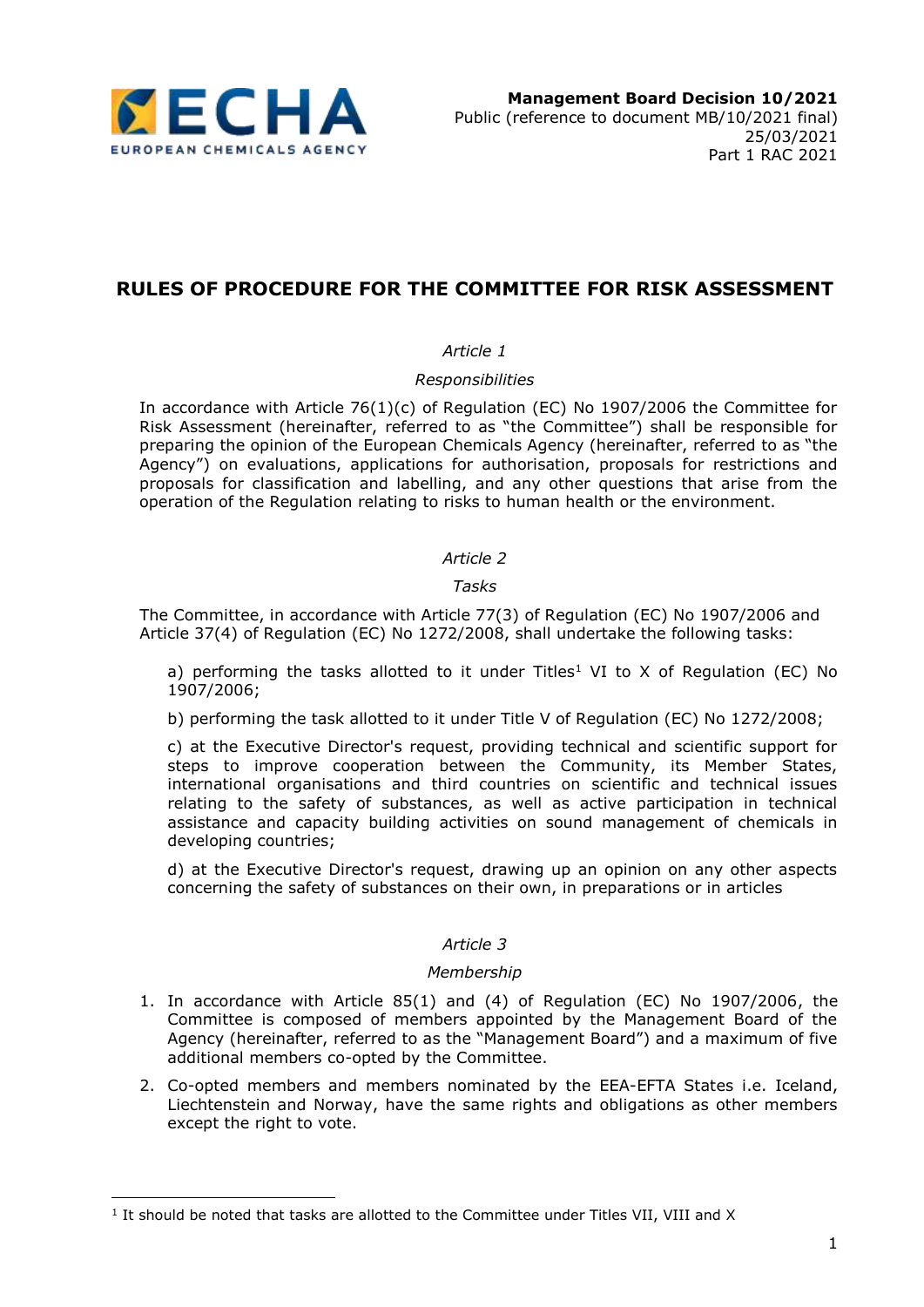**Management Board Decision 10/2021**
Public (reference to document MB/10/2021 final)
25/03/2021
Part 1 RAC 2021

# RULES OF PROCEDURE FOR THE COMMITTEE FOR RISK ASSESSMENT

*Article 1*

*Responsibilities*

In accordance with Article 76(1)(c) of Regulation (EC) No 1907/2006 the Committee for Risk Assessment (hereinafter, referred to as "the Committee") shall be responsible for preparing the opinion of the European Chemicals Agency (hereinafter, referred to as "the Agency") on evaluations, applications for authorisation, proposals for restrictions and proposals for classification and labelling, and any other questions that arise from the operation of the Regulation relating to risks to human health or the environment.

*Article 2*

*Tasks*

The Committee, in accordance with Article 77(3) of Regulation (EC) No 1907/2006 and Article 37(4) of Regulation (EC) No 1272/2008, shall undertake the following tasks:

a) performing the tasks allotted to it under Titles[1] VI to X of Regulation (EC) No 1907/2006;

b) performing the task allotted to it under Title V of Regulation (EC) No 1272/2008;

c) at the Executive Director's request, providing technical and scientific support for steps to improve cooperation between the Community, its Member States, international organisations and third countries on scientific and technical issues relating to the safety of substances, as well as active participation in technical assistance and capacity building activities on sound management of chemicals in developing countries;

d) at the Executive Director's request, drawing up an opinion on any other aspects concerning the safety of substances on their own, in preparations or in articles

*Article 3*

*Membership*

1. In accordance with Article 85(1) and (4) of Regulation (EC) No 1907/2006, the Committee is composed of members appointed by the Management Board of the Agency (hereinafter, referred to as the "Management Board") and a maximum of five additional members co-opted by the Committee.
2. Co-opted members and members nominated by the EEA-EFTA States i.e. Iceland, Liechtenstein and Norway, have the same rights and obligations as other members except the right to vote.

---

[1] It should be noted that tasks are allotted to the Committee under Titles VII, VIII and X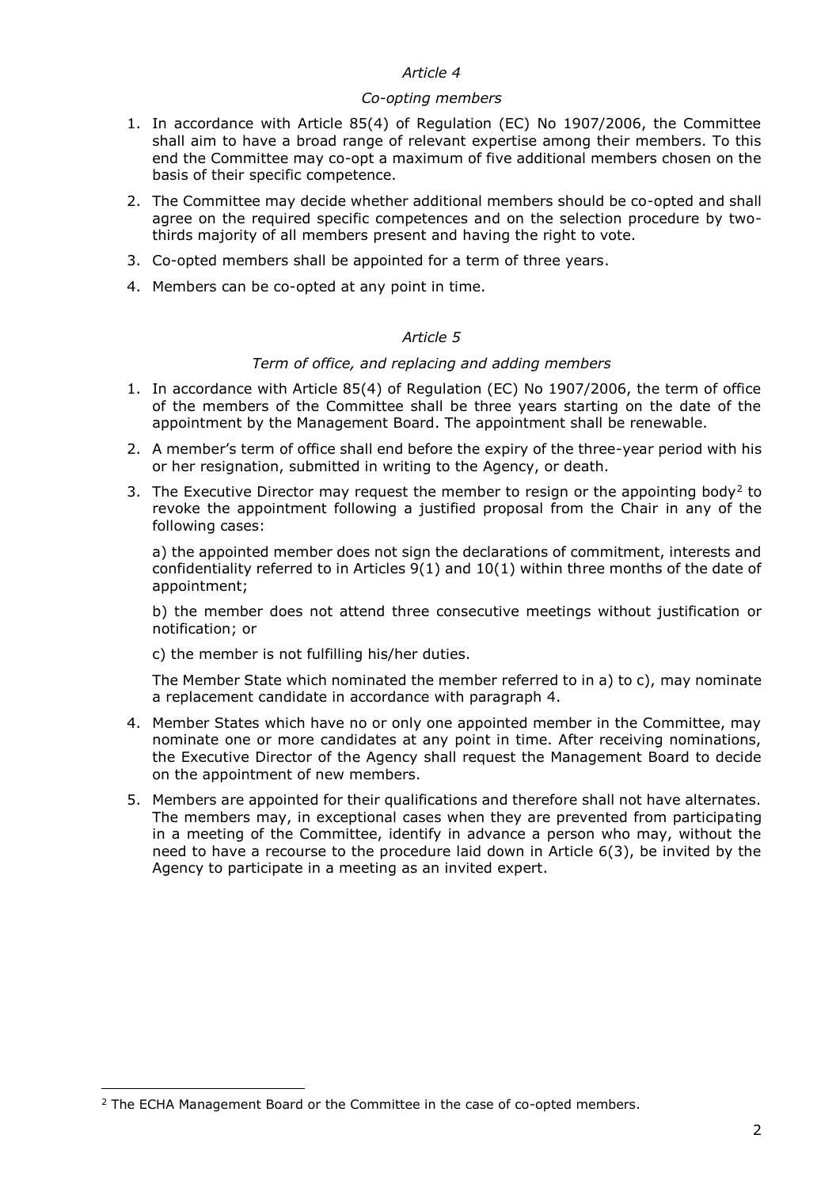*Article 4*

*Co-opting members*

1. In accordance with Article 85(4) of Regulation (EC) No 1907/2006, the Committee shall aim to have a broad range of relevant expertise among their members. To this end the Committee may co-opt a maximum of five additional members chosen on the basis of their specific competence.
2. The Committee may decide whether additional members should be co-opted and shall agree on the required specific competences and on the selection procedure by two-thirds majority of all members present and having the right to vote.
3. Co-opted members shall be appointed for a term of three years.
4. Members can be co-opted at any point in time.

*Article 5*

*Term of office, and replacing and adding members*

1. In accordance with Article 85(4) of Regulation (EC) No 1907/2006, the term of office of the members of the Committee shall be three years starting on the date of the appointment by the Management Board. The appointment shall be renewable.
2. A member's term of office shall end before the expiry of the three-year period with his or her resignation, submitted in writing to the Agency, or death.
3. The Executive Director may request the member to resign or the appointing body[2] to revoke the appointment following a justified proposal from the Chair in any of the following cases:

   a) the appointed member does not sign the declarations of commitment, interests and confidentiality referred to in Articles 9(1) and 10(1) within three months of the date of appointment;

   b) the member does not attend three consecutive meetings without justification or notification; or

   c) the member is not fulfilling his/her duties.

   The Member State which nominated the member referred to in a) to c), may nominate a replacement candidate in accordance with paragraph 4.
4. Member States which have no or only one appointed member in the Committee, may nominate one or more candidates at any point in time. After receiving nominations, the Executive Director of the Agency shall request the Management Board to decide on the appointment of new members.
5. Members are appointed for their qualifications and therefore shall not have alternates. The members may, in exceptional cases when they are prevented from participating in a meeting of the Committee, identify in advance a person who may, without the need to have a recourse to the procedure laid down in Article 6(3), be invited by the Agency to participate in a meeting as an invited expert.

[2] The ECHA Management Board or the Committee in the case of co-opted members.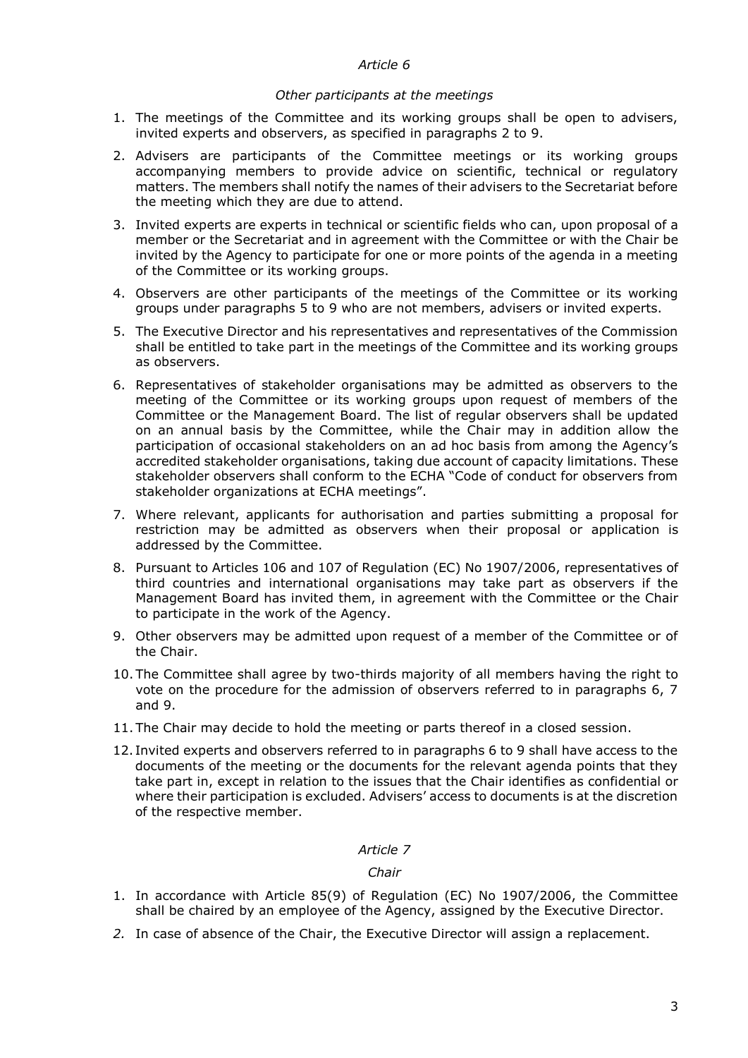*Article 6*

*Other participants at the meetings*

1. The meetings of the Committee and its working groups shall be open to advisers, invited experts and observers, as specified in paragraphs 2 to 9.
2. Advisers are participants of the Committee meetings or its working groups accompanying members to provide advice on scientific, technical or regulatory matters. The members shall notify the names of their advisers to the Secretariat before the meeting which they are due to attend.
3. Invited experts are experts in technical or scientific fields who can, upon proposal of a member or the Secretariat and in agreement with the Committee or with the Chair be invited by the Agency to participate for one or more points of the agenda in a meeting of the Committee or its working groups.
4. Observers are other participants of the meetings of the Committee or its working groups under paragraphs 5 to 9 who are not members, advisers or invited experts.
5. The Executive Director and his representatives and representatives of the Commission shall be entitled to take part in the meetings of the Committee and its working groups as observers.
6. Representatives of stakeholder organisations may be admitted as observers to the meeting of the Committee or its working groups upon request of members of the Committee or the Management Board. The list of regular observers shall be updated on an annual basis by the Committee, while the Chair may in addition allow the participation of occasional stakeholders on an ad hoc basis from among the Agency's accredited stakeholder organisations, taking due account of capacity limitations. These stakeholder observers shall conform to the ECHA "Code of conduct for observers from stakeholder organizations at ECHA meetings".
7. Where relevant, applicants for authorisation and parties submitting a proposal for restriction may be admitted as observers when their proposal or application is addressed by the Committee.
8. Pursuant to Articles 106 and 107 of Regulation (EC) No 1907/2006, representatives of third countries and international organisations may take part as observers if the Management Board has invited them, in agreement with the Committee or the Chair to participate in the work of the Agency.
9. Other observers may be admitted upon request of a member of the Committee or of the Chair.
10. The Committee shall agree by two-thirds majority of all members having the right to vote on the procedure for the admission of observers referred to in paragraphs 6, 7 and 9.
11. The Chair may decide to hold the meeting or parts thereof in a closed session.
12. Invited experts and observers referred to in paragraphs 6 to 9 shall have access to the documents of the meeting or the documents for the relevant agenda points that they take part in, except in relation to the issues that the Chair identifies as confidential or where their participation is excluded. Advisers' access to documents is at the discretion of the respective member.

*Article 7*

*Chair*

1. In accordance with Article 85(9) of Regulation (EC) No 1907/2006, the Committee shall be chaired by an employee of the Agency, assigned by the Executive Director.
2. In case of absence of the Chair, the Executive Director will assign a replacement.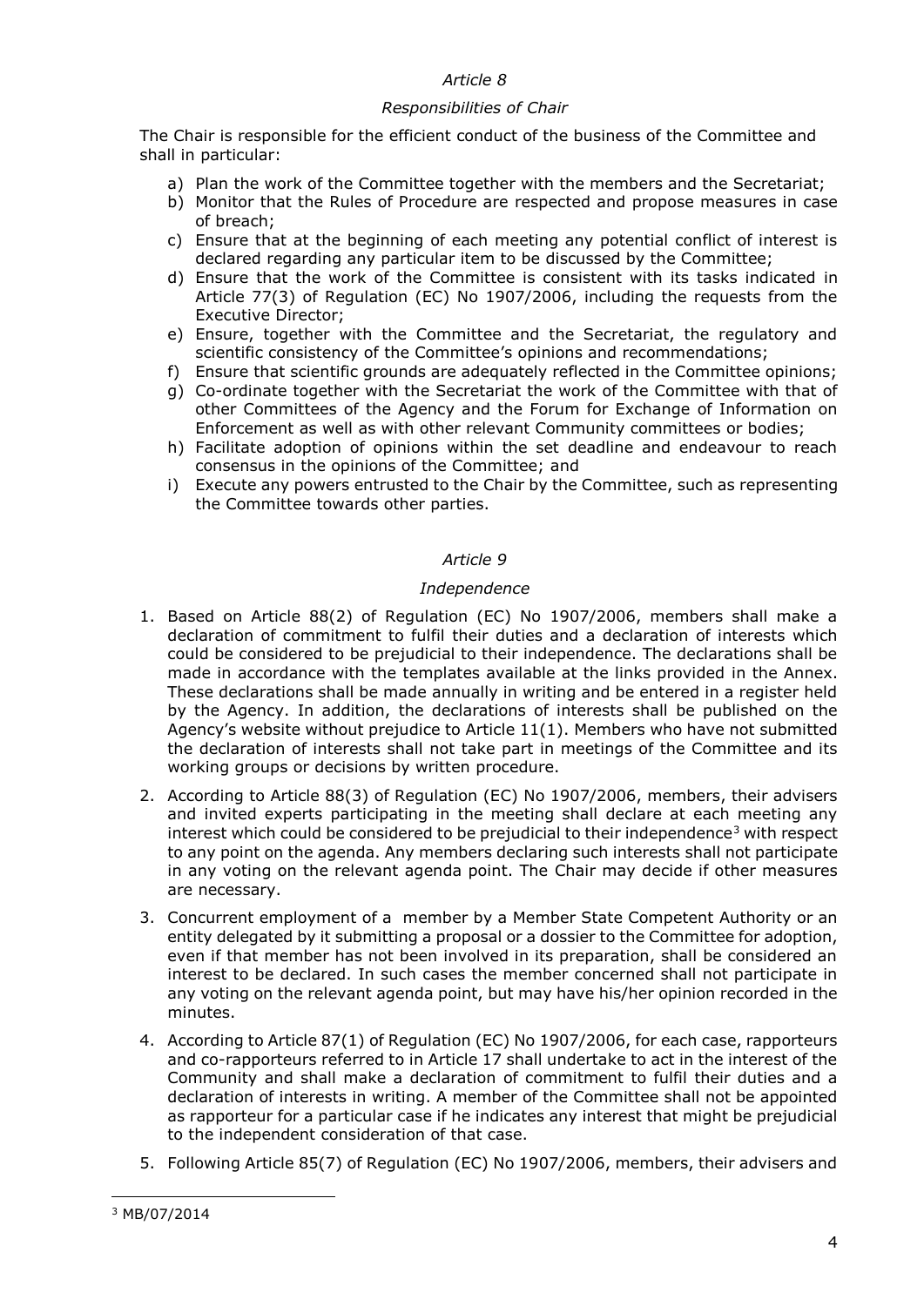*Article 8*

*Responsibilities of Chair*

The Chair is responsible for the efficient conduct of the business of the Committee and shall in particular:

a) Plan the work of the Committee together with the members and the Secretariat;
b) Monitor that the Rules of Procedure are respected and propose measures in case of breach;
c) Ensure that at the beginning of each meeting any potential conflict of interest is declared regarding any particular item to be discussed by the Committee;
d) Ensure that the work of the Committee is consistent with its tasks indicated in Article 77(3) of Regulation (EC) No 1907/2006, including the requests from the Executive Director;
e) Ensure, together with the Committee and the Secretariat, the regulatory and scientific consistency of the Committee's opinions and recommendations;
f) Ensure that scientific grounds are adequately reflected in the Committee opinions;
g) Co-ordinate together with the Secretariat the work of the Committee with that of other Committees of the Agency and the Forum for Exchange of Information on Enforcement as well as with other relevant Community committees or bodies;
h) Facilitate adoption of opinions within the set deadline and endeavour to reach consensus in the opinions of the Committee; and
i) Execute any powers entrusted to the Chair by the Committee, such as representing the Committee towards other parties.

*Article 9*

*Independence*

1. Based on Article 88(2) of Regulation (EC) No 1907/2006, members shall make a declaration of commitment to fulfil their duties and a declaration of interests which could be considered to be prejudicial to their independence. The declarations shall be made in accordance with the templates available at the links provided in the Annex. These declarations shall be made annually in writing and be entered in a register held by the Agency. In addition, the declarations of interests shall be published on the Agency's website without prejudice to Article 11(1). Members who have not submitted the declaration of interests shall not take part in meetings of the Committee and its working groups or decisions by written procedure.
2. According to Article 88(3) of Regulation (EC) No 1907/2006, members, their advisers and invited experts participating in the meeting shall declare at each meeting any interest which could be considered to be prejudicial to their independence[3] with respect to any point on the agenda. Any members declaring such interests shall not participate in any voting on the relevant agenda point. The Chair may decide if other measures are necessary.
3. Concurrent employment of a member by a Member State Competent Authority or an entity delegated by it submitting a proposal or a dossier to the Committee for adoption, even if that member has not been involved in its preparation, shall be considered an interest to be declared. In such cases the member concerned shall not participate in any voting on the relevant agenda point, but may have his/her opinion recorded in the minutes.
4. According to Article 87(1) of Regulation (EC) No 1907/2006, for each case, rapporteurs and co-rapporteurs referred to in Article 17 shall undertake to act in the interest of the Community and shall make a declaration of commitment to fulfil their duties and a declaration of interests in writing. A member of the Committee shall not be appointed as rapporteur for a particular case if he indicates any interest that might be prejudicial to the independent consideration of that case.
5. Following Article 85(7) of Regulation (EC) No 1907/2006, members, their advisers and

---

[3] MB/07/2014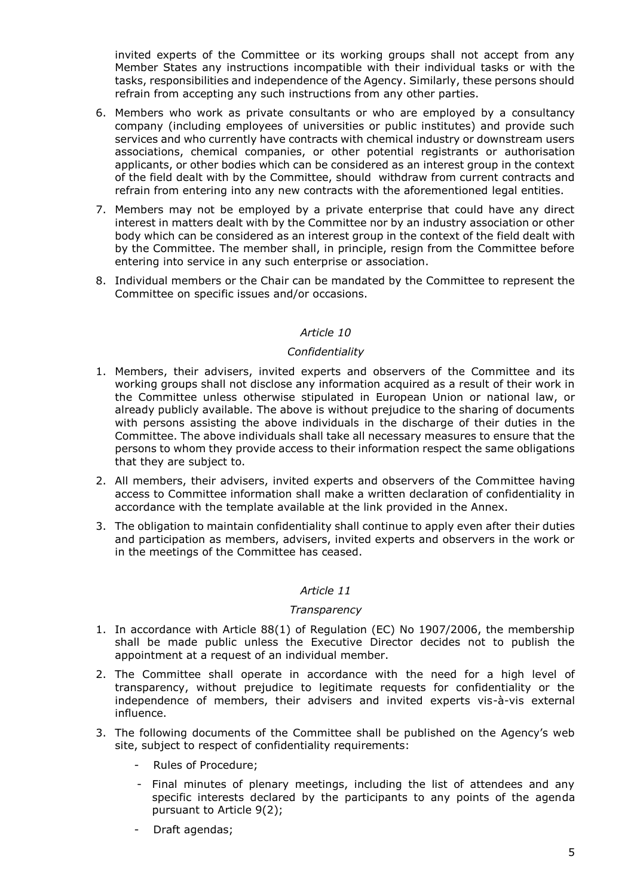invited experts of the Committee or its working groups shall not accept from any Member States any instructions incompatible with their individual tasks or with the tasks, responsibilities and independence of the Agency. Similarly, these persons should refrain from accepting any such instructions from any other parties.

6. Members who work as private consultants or who are employed by a consultancy company (including employees of universities or public institutes) and provide such services and who currently have contracts with chemical industry or downstream users associations, chemical companies, or other potential registrants or authorisation applicants, or other bodies which can be considered as an interest group in the context of the field dealt with by the Committee, should withdraw from current contracts and refrain from entering into any new contracts with the aforementioned legal entities.
7. Members may not be employed by a private enterprise that could have any direct interest in matters dealt with by the Committee nor by an industry association or other body which can be considered as an interest group in the context of the field dealt with by the Committee. The member shall, in principle, resign from the Committee before entering into service in any such enterprise or association.
8. Individual members or the Chair can be mandated by the Committee to represent the Committee on specific issues and/or occasions.

*Article 10*

*Confidentiality*

1. Members, their advisers, invited experts and observers of the Committee and its working groups shall not disclose any information acquired as a result of their work in the Committee unless otherwise stipulated in European Union or national law, or already publicly available. The above is without prejudice to the sharing of documents with persons assisting the above individuals in the discharge of their duties in the Committee. The above individuals shall take all necessary measures to ensure that the persons to whom they provide access to their information respect the same obligations that they are subject to.
2. All members, their advisers, invited experts and observers of the Committee having access to Committee information shall make a written declaration of confidentiality in accordance with the template available at the link provided in the Annex.
3. The obligation to maintain confidentiality shall continue to apply even after their duties and participation as members, advisers, invited experts and observers in the work or in the meetings of the Committee has ceased.

*Article 11*

*Transparency*

1. In accordance with Article 88(1) of Regulation (EC) No 1907/2006, the membership shall be made public unless the Executive Director decides not to publish the appointment at a request of an individual member.
2. The Committee shall operate in accordance with the need for a high level of transparency, without prejudice to legitimate requests for confidentiality or the independence of members, their advisers and invited experts vis-à-vis external influence.
3. The following documents of the Committee shall be published on the Agency's web site, subject to respect of confidentiality requirements:
   - Rules of Procedure;
   - Final minutes of plenary meetings, including the list of attendees and any specific interests declared by the participants to any points of the agenda pursuant to Article 9(2);
   - Draft agendas;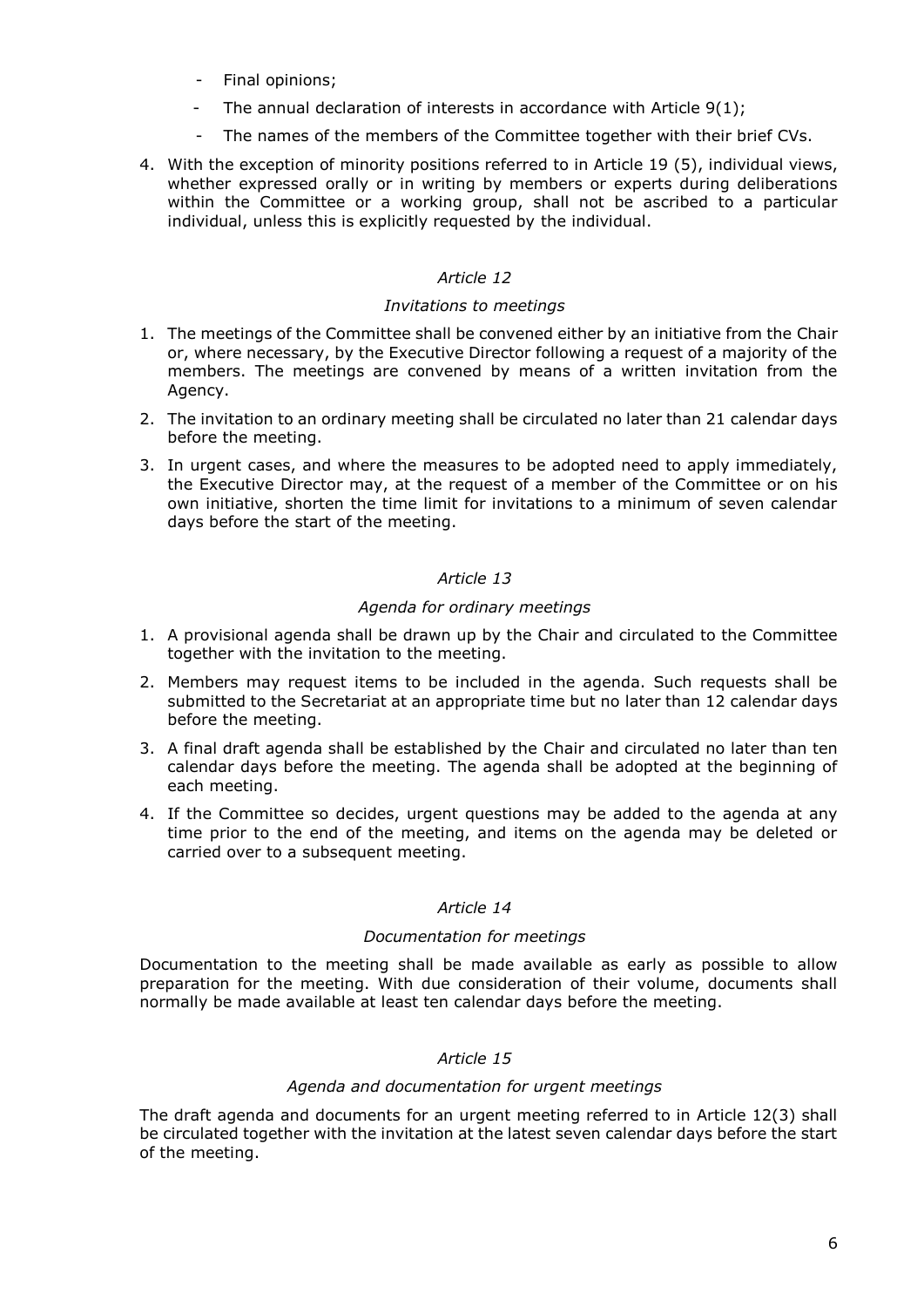- Final opinions;
- The annual declaration of interests in accordance with Article 9(1);
- The names of the members of the Committee together with their brief CVs.

4. With the exception of minority positions referred to in Article 19 (5), individual views, whether expressed orally or in writing by members or experts during deliberations within the Committee or a working group, shall not be ascribed to a particular individual, unless this is explicitly requested by the individual.

*Article 12*

*Invitations to meetings*

1. The meetings of the Committee shall be convened either by an initiative from the Chair or, where necessary, by the Executive Director following a request of a majority of the members. The meetings are convened by means of a written invitation from the Agency.
2. The invitation to an ordinary meeting shall be circulated no later than 21 calendar days before the meeting.
3. In urgent cases, and where the measures to be adopted need to apply immediately, the Executive Director may, at the request of a member of the Committee or on his own initiative, shorten the time limit for invitations to a minimum of seven calendar days before the start of the meeting.

*Article 13*

*Agenda for ordinary meetings*

1. A provisional agenda shall be drawn up by the Chair and circulated to the Committee together with the invitation to the meeting.
2. Members may request items to be included in the agenda. Such requests shall be submitted to the Secretariat at an appropriate time but no later than 12 calendar days before the meeting.
3. A final draft agenda shall be established by the Chair and circulated no later than ten calendar days before the meeting. The agenda shall be adopted at the beginning of each meeting.
4. If the Committee so decides, urgent questions may be added to the agenda at any time prior to the end of the meeting, and items on the agenda may be deleted or carried over to a subsequent meeting.

*Article 14*

*Documentation for meetings*

Documentation to the meeting shall be made available as early as possible to allow preparation for the meeting. With due consideration of their volume, documents shall normally be made available at least ten calendar days before the meeting.

*Article 15*

*Agenda and documentation for urgent meetings*

The draft agenda and documents for an urgent meeting referred to in Article 12(3) shall be circulated together with the invitation at the latest seven calendar days before the start of the meeting.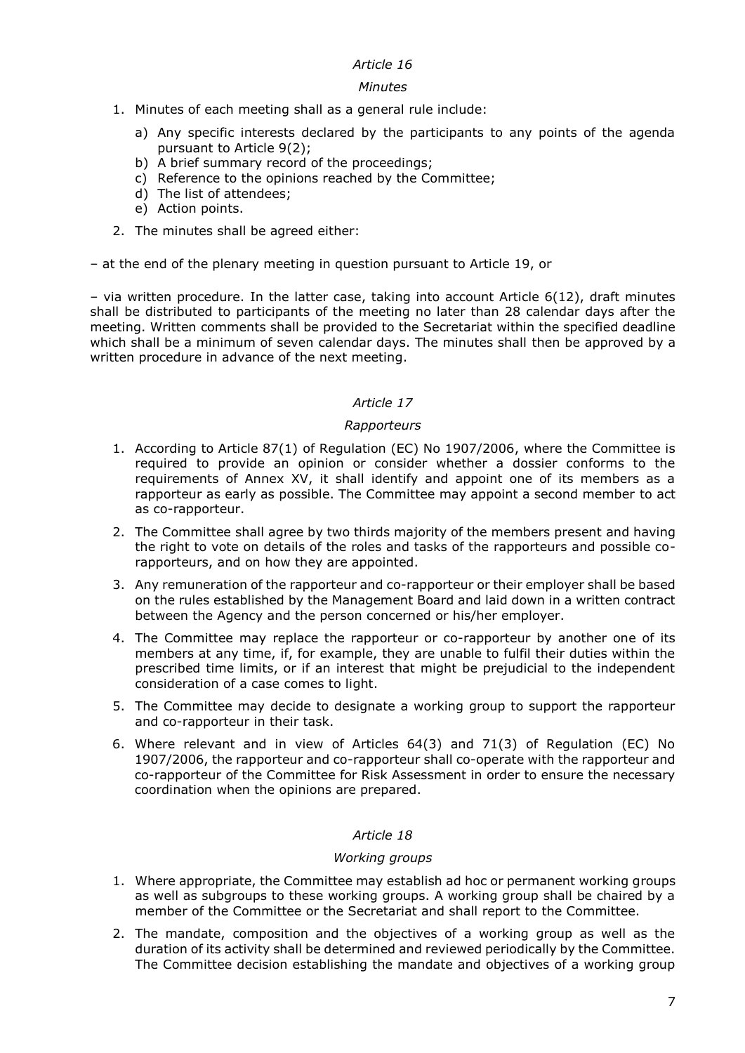*Article 16*

*Minutes*

1. Minutes of each meeting shall as a general rule include:
   a) Any specific interests declared by the participants to any points of the agenda pursuant to Article 9(2);
   b) A brief summary record of the proceedings;
   c) Reference to the opinions reached by the Committee;
   d) The list of attendees;
   e) Action points.
2. The minutes shall be agreed either:

– at the end of the plenary meeting in question pursuant to Article 19, or

– via written procedure. In the latter case, taking into account Article 6(12), draft minutes shall be distributed to participants of the meeting no later than 28 calendar days after the meeting. Written comments shall be provided to the Secretariat within the specified deadline which shall be a minimum of seven calendar days. The minutes shall then be approved by a written procedure in advance of the next meeting.

*Article 17*

*Rapporteurs*

1. According to Article 87(1) of Regulation (EC) No 1907/2006, where the Committee is required to provide an opinion or consider whether a dossier conforms to the requirements of Annex XV, it shall identify and appoint one of its members as a rapporteur as early as possible. The Committee may appoint a second member to act as co-rapporteur.
2. The Committee shall agree by two thirds majority of the members present and having the right to vote on details of the roles and tasks of the rapporteurs and possible co-rapporteurs, and on how they are appointed.
3. Any remuneration of the rapporteur and co-rapporteur or their employer shall be based on the rules established by the Management Board and laid down in a written contract between the Agency and the person concerned or his/her employer.
4. The Committee may replace the rapporteur or co-rapporteur by another one of its members at any time, if, for example, they are unable to fulfil their duties within the prescribed time limits, or if an interest that might be prejudicial to the independent consideration of a case comes to light.
5. The Committee may decide to designate a working group to support the rapporteur and co-rapporteur in their task.
6. Where relevant and in view of Articles 64(3) and 71(3) of Regulation (EC) No 1907/2006, the rapporteur and co-rapporteur shall co-operate with the rapporteur and co-rapporteur of the Committee for Risk Assessment in order to ensure the necessary coordination when the opinions are prepared.

*Article 18*

*Working groups*

1. Where appropriate, the Committee may establish ad hoc or permanent working groups as well as subgroups to these working groups. A working group shall be chaired by a member of the Committee or the Secretariat and shall report to the Committee.
2. The mandate, composition and the objectives of a working group as well as the duration of its activity shall be determined and reviewed periodically by the Committee. The Committee decision establishing the mandate and objectives of a working group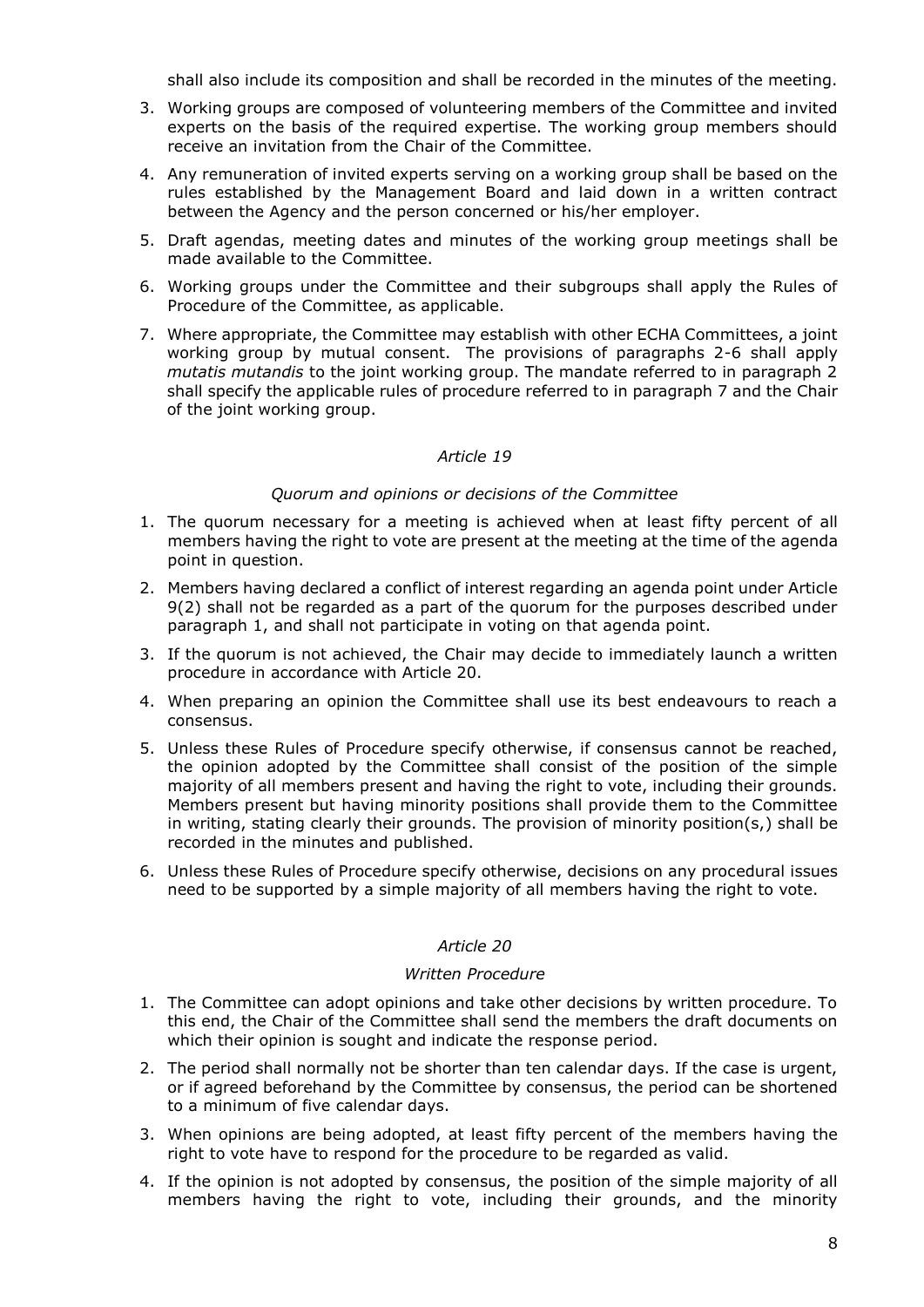shall also include its composition and shall be recorded in the minutes of the meeting.

3. Working groups are composed of volunteering members of the Committee and invited experts on the basis of the required expertise. The working group members should receive an invitation from the Chair of the Committee.
4. Any remuneration of invited experts serving on a working group shall be based on the rules established by the Management Board and laid down in a written contract between the Agency and the person concerned or his/her employer.
5. Draft agendas, meeting dates and minutes of the working group meetings shall be made available to the Committee.
6. Working groups under the Committee and their subgroups shall apply the Rules of Procedure of the Committee, as applicable.
7. Where appropriate, the Committee may establish with other ECHA Committees, a joint working group by mutual consent. The provisions of paragraphs 2-6 shall apply *mutatis mutandis* to the joint working group. The mandate referred to in paragraph 2 shall specify the applicable rules of procedure referred to in paragraph 7 and the Chair of the joint working group.

*Article 19*

*Quorum and opinions or decisions of the Committee*

1. The quorum necessary for a meeting is achieved when at least fifty percent of all members having the right to vote are present at the meeting at the time of the agenda point in question.
2. Members having declared a conflict of interest regarding an agenda point under Article 9(2) shall not be regarded as a part of the quorum for the purposes described under paragraph 1, and shall not participate in voting on that agenda point.
3. If the quorum is not achieved, the Chair may decide to immediately launch a written procedure in accordance with Article 20.
4. When preparing an opinion the Committee shall use its best endeavours to reach a consensus.
5. Unless these Rules of Procedure specify otherwise, if consensus cannot be reached, the opinion adopted by the Committee shall consist of the position of the simple majority of all members present and having the right to vote, including their grounds. Members present but having minority positions shall provide them to the Committee in writing, stating clearly their grounds. The provision of minority position(s,) shall be recorded in the minutes and published.
6. Unless these Rules of Procedure specify otherwise, decisions on any procedural issues need to be supported by a simple majority of all members having the right to vote.

*Article 20*

*Written Procedure*

1. The Committee can adopt opinions and take other decisions by written procedure. To this end, the Chair of the Committee shall send the members the draft documents on which their opinion is sought and indicate the response period.
2. The period shall normally not be shorter than ten calendar days. If the case is urgent, or if agreed beforehand by the Committee by consensus, the period can be shortened to a minimum of five calendar days.
3. When opinions are being adopted, at least fifty percent of the members having the right to vote have to respond for the procedure to be regarded as valid.
4. If the opinion is not adopted by consensus, the position of the simple majority of all members having the right to vote, including their grounds, and the minority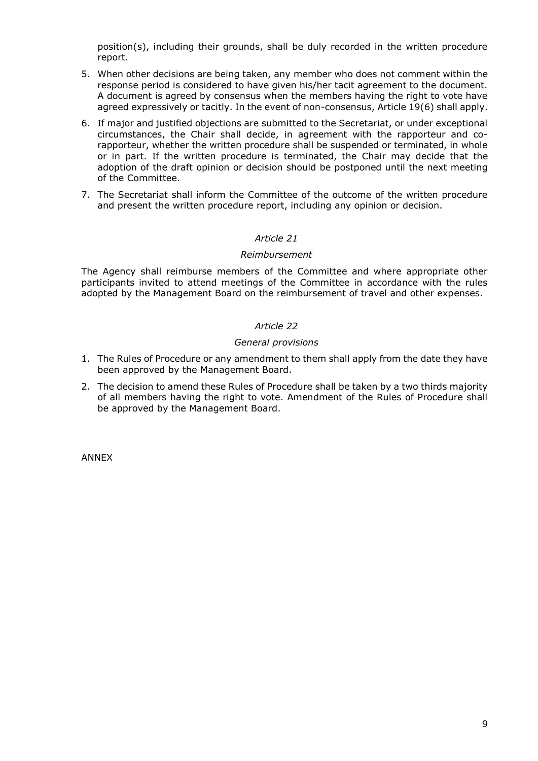position(s), including their grounds, shall be duly recorded in the written procedure report.

5. When other decisions are being taken, any member who does not comment within the response period is considered to have given his/her tacit agreement to the document. A document is agreed by consensus when the members having the right to vote have agreed expressively or tacitly. In the event of non-consensus, Article 19(6) shall apply.
6. If major and justified objections are submitted to the Secretariat, or under exceptional circumstances, the Chair shall decide, in agreement with the rapporteur and co-rapporteur, whether the written procedure shall be suspended or terminated, in whole or in part. If the written procedure is terminated, the Chair may decide that the adoption of the draft opinion or decision should be postponed until the next meeting of the Committee.
7. The Secretariat shall inform the Committee of the outcome of the written procedure and present the written procedure report, including any opinion or decision.

*Article 21*

*Reimbursement*

The Agency shall reimburse members of the Committee and where appropriate other participants invited to attend meetings of the Committee in accordance with the rules adopted by the Management Board on the reimbursement of travel and other expenses.

*Article 22*

*General provisions*

1. The Rules of Procedure or any amendment to them shall apply from the date they have been approved by the Management Board.
2. The decision to amend these Rules of Procedure shall be taken by a two thirds majority of all members having the right to vote. Amendment of the Rules of Procedure shall be approved by the Management Board.

ANNEX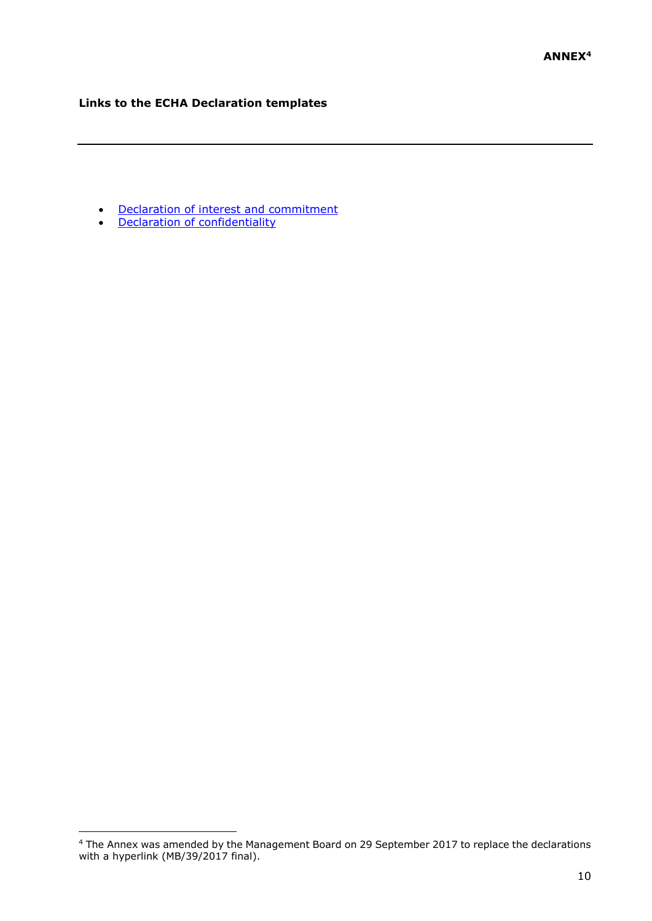**ANNEX[4]**

**Links to the ECHA Declaration templates**

---

- Declaration of interest and commitment
- Declaration of confidentiality

[4] The Annex was amended by the Management Board on 29 September 2017 to replace the declarations with a hyperlink (MB/39/2017 final).